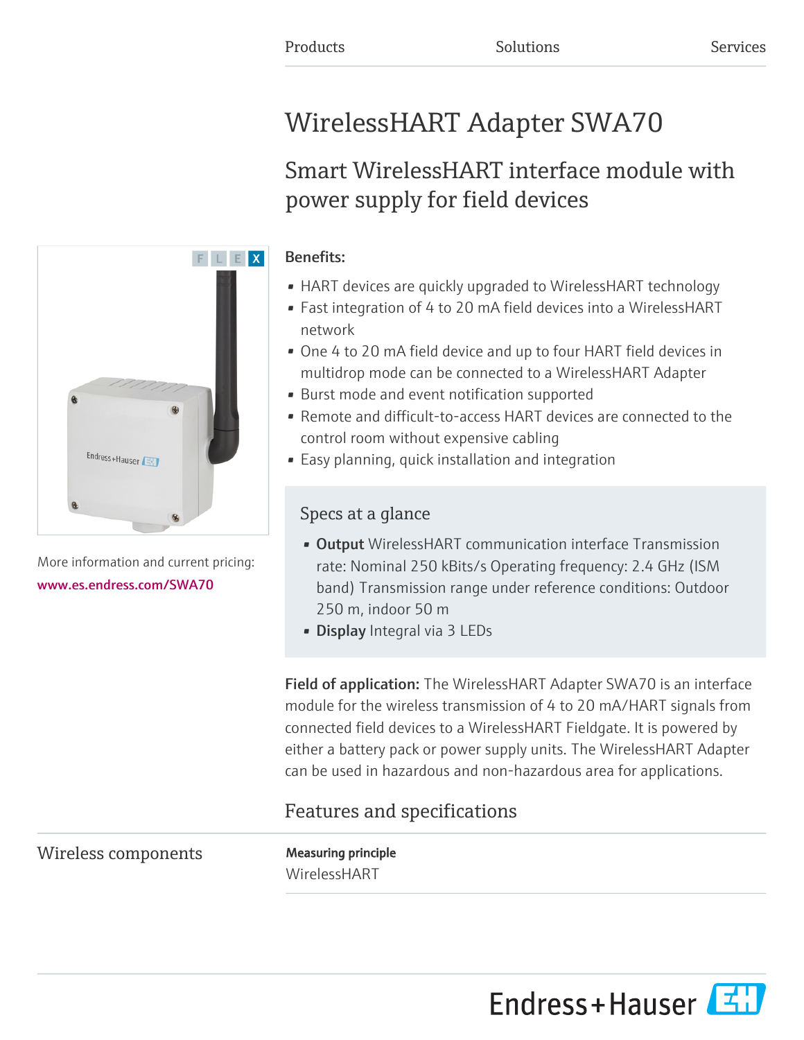Products Solutions Services

# WirelessHART Adapter SWA70

## Smart WirelessHART interface module with power supply for field devices

More information and current pricing:
www.es.endress.com/SWA70

**Benefits:**

- HART devices are quickly upgraded to WirelessHART technology
- Fast integration of 4 to 20 mA field devices into a WirelessHART network
- One 4 to 20 mA field device and up to four HART field devices in multidrop mode can be connected to a WirelessHART Adapter
- Burst mode and event notification supported
- Remote and difficult-to-access HART devices are connected to the control room without expensive cabling
- Easy planning, quick installation and integration

### Specs at a glance

- **Output** WirelessHART communication interface Transmission rate: Nominal 250 kBits/s Operating frequency: 2.4 GHz (ISM band) Transmission range under reference conditions: Outdoor 250 m, indoor 50 m
- **Display** Integral via 3 LEDs

**Field of application:** The WirelessHART Adapter SWA70 is an interface module for the wireless transmission of 4 to 20 mA/HART signals from connected field devices to a WirelessHART Fieldgate. It is powered by either a battery pack or power supply units. The WirelessHART Adapter can be used in hazardous and non-hazardous area for applications.

## Features and specifications

### Wireless components

**Measuring principle**

WirelessHART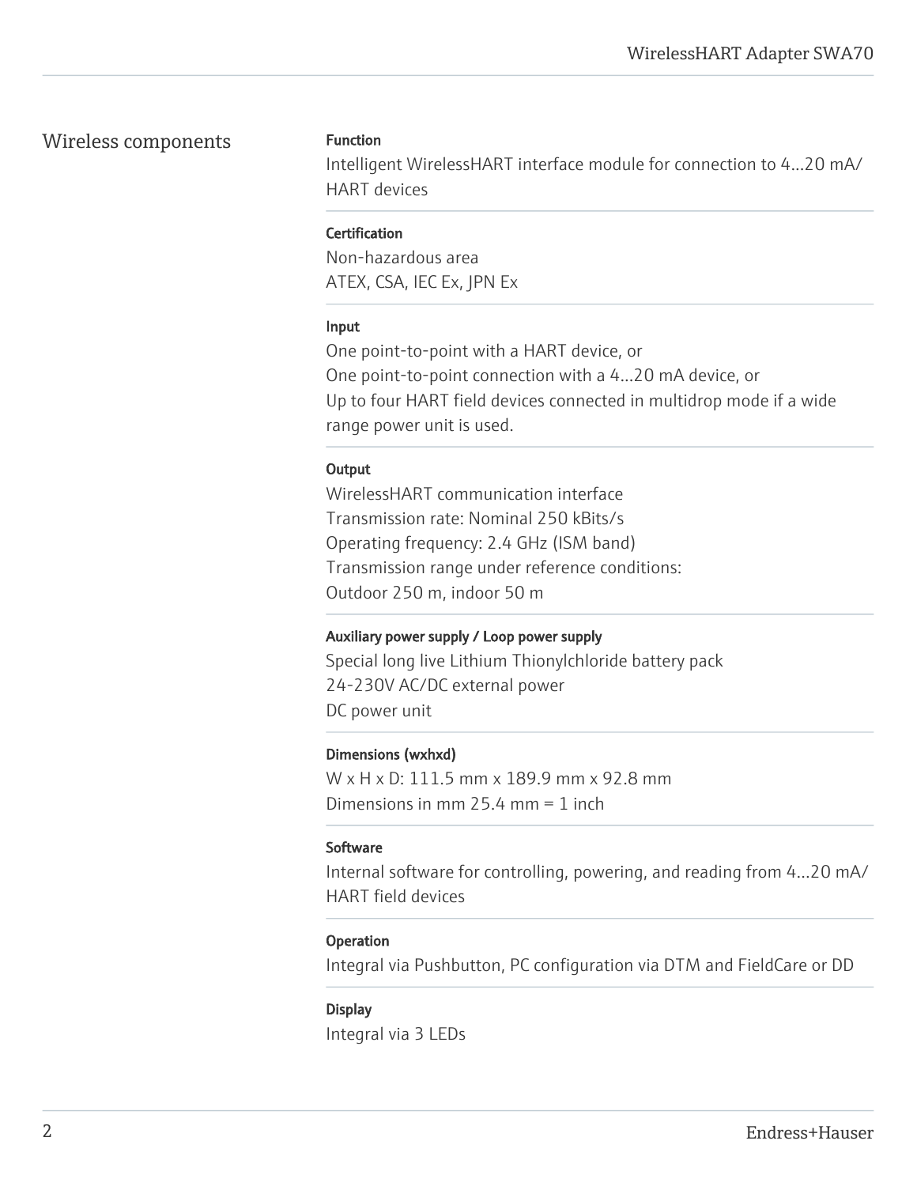## Wireless components

### Function

Intelligent WirelessHART interface module for connection to 4...20 mA/ HART devices

### Certification

Non-hazardous area
ATEX, CSA, IEC Ex, JPN Ex

### Input

One point-to-point with a HART device, or
One point-to-point connection with a 4...20 mA device, or
Up to four HART field devices connected in multidrop mode if a wide range power unit is used.

### Output

WirelessHART communication interface
Transmission rate: Nominal 250 kBits/s
Operating frequency: 2.4 GHz (ISM band)
Transmission range under reference conditions:
Outdoor 250 m, indoor 50 m

### Auxiliary power supply / Loop power supply

Special long live Lithium Thionylchloride battery pack
24-230V AC/DC external power
DC power unit

### Dimensions (wxhxd)

W x H x D: 111.5 mm x 189.9 mm x 92.8 mm
Dimensions in mm 25.4 mm = 1 inch

### Software

Internal software for controlling, powering, and reading from 4...20 mA/ HART field devices

### Operation

Integral via Pushbutton, PC configuration via DTM and FieldCare or DD

### Display

Integral via 3 LEDs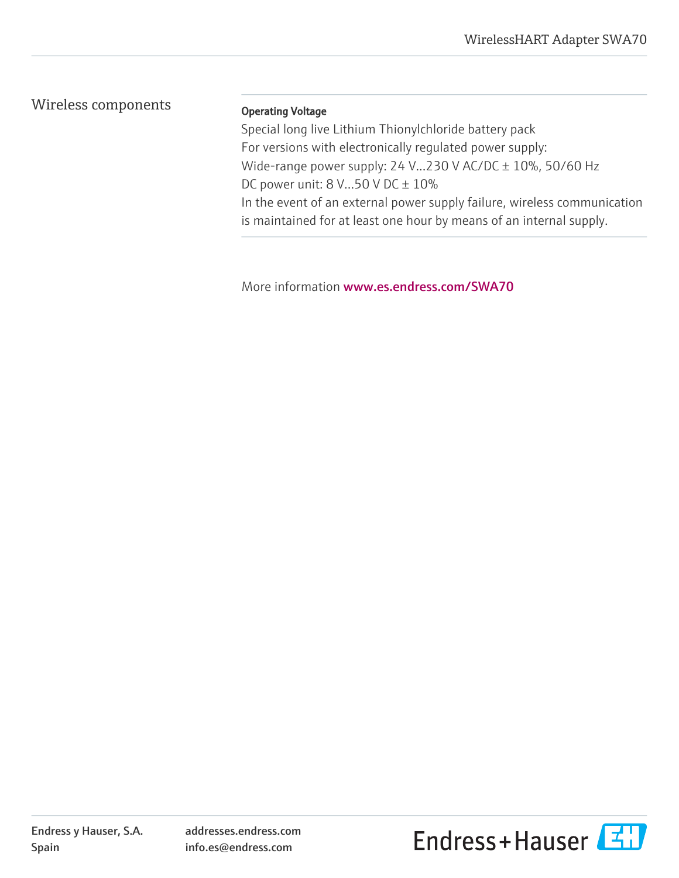## Wireless components

**Operating Voltage**

Special long live Lithium Thionylchloride battery pack
For versions with electronically regulated power supply:
Wide-range power supply: 24 V...230 V AC/DC ± 10%, 50/60 Hz
DC power unit: 8 V...50 V DC ± 10%
In the event of an external power supply failure, wireless communication is maintained for at least one hour by means of an internal supply.

More information **www.es.endress.com/SWA70**

Endress y Hauser, S.A.
Spain

addresses.endress.com
info.es@endress.com

Endress+Hauser